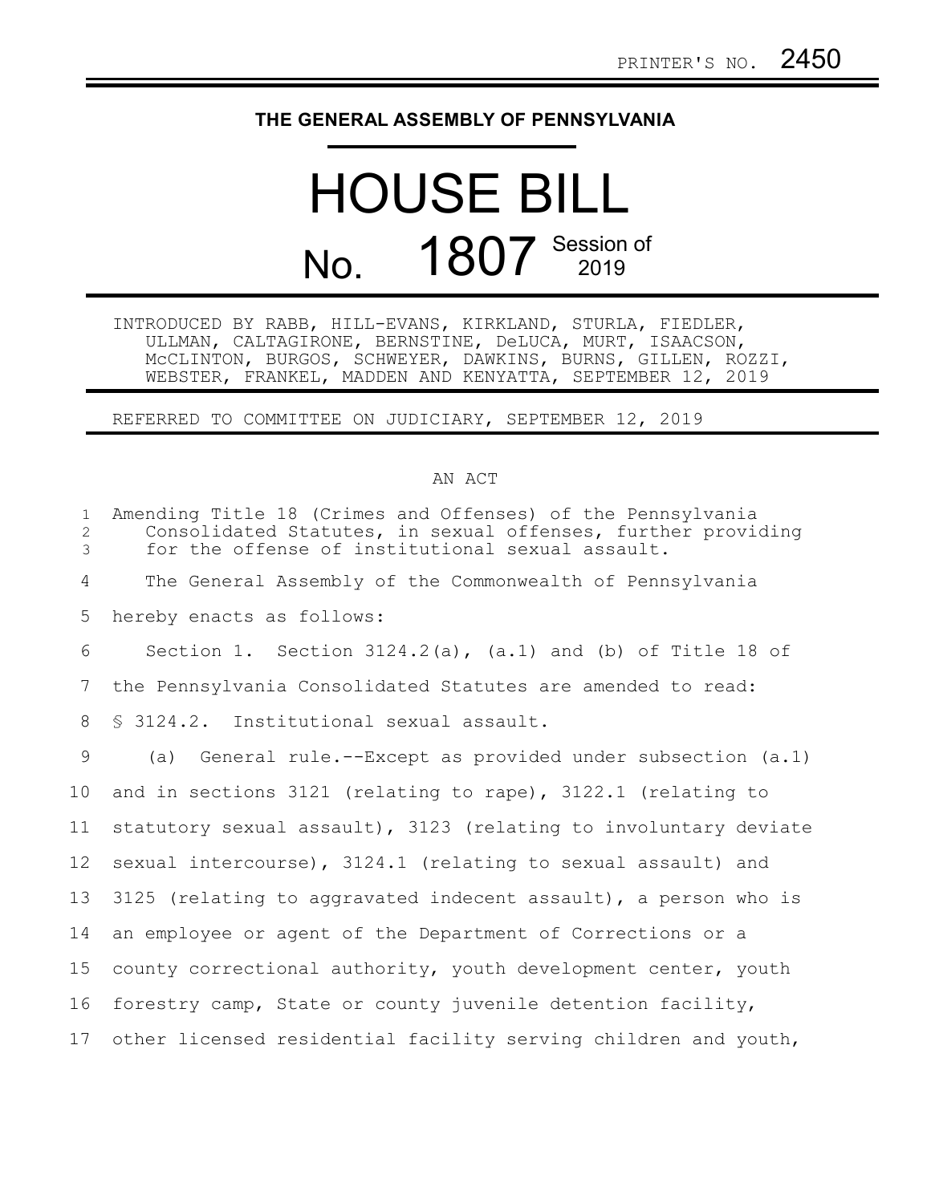PRINTER'S NO. 2450

# THE GENERAL ASSEMBLY OF PENNSYLVANIA

# HOUSE BILL

# No. 1807 Session of 2019

INTRODUCED BY RABB, HILL-EVANS, KIRKLAND, STURLA, FIEDLER, ULLMAN, CALTAGIRONE, BERNSTINE, DeLUCA, MURT, ISAACSON, McCLINTON, BURGOS, SCHWEYER, DAWKINS, BURNS, GILLEN, ROZZI, WEBSTER, FRANKEL, MADDEN AND KENYATTA, SEPTEMBER 12, 2019

REFERRED TO COMMITTEE ON JUDICIARY, SEPTEMBER 12, 2019

AN ACT

Amending Title 18 (Crimes and Offenses) of the Pennsylvania Consolidated Statutes, in sexual offenses, further providing for the offense of institutional sexual assault.

The General Assembly of the Commonwealth of Pennsylvania hereby enacts as follows:

Section 1. Section 3124.2(a), (a.1) and (b) of Title 18 of the Pennsylvania Consolidated Statutes are amended to read:

§ 3124.2. Institutional sexual assault.

(a) General rule.--Except as provided under subsection (a.1) and in sections 3121 (relating to rape), 3122.1 (relating to statutory sexual assault), 3123 (relating to involuntary deviate sexual intercourse), 3124.1 (relating to sexual assault) and 3125 (relating to aggravated indecent assault), a person who is an employee or agent of the Department of Corrections or a county correctional authority, youth development center, youth forestry camp, State or county juvenile detention facility, other licensed residential facility serving children and youth,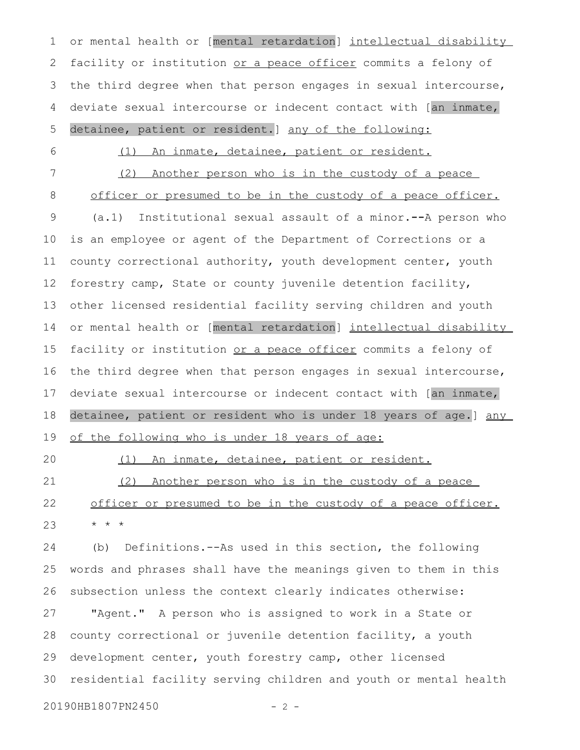or mental health or [mental retardation] intellectual disability facility or institution or a peace officer commits a felony of the third degree when that person engages in sexual intercourse, deviate sexual intercourse or indecent contact with [an inmate, detainee, patient or resident.] any of the following:

(1) An inmate, detainee, patient or resident.

(2) Another person who is in the custody of a peace officer or presumed to be in the custody of a peace officer.

(a.1) Institutional sexual assault of a minor.--A person who is an employee or agent of the Department of Corrections or a county correctional authority, youth development center, youth forestry camp, State or county juvenile detention facility, other licensed residential facility serving children and youth or mental health or [mental retardation] intellectual disability facility or institution or a peace officer commits a felony of the third degree when that person engages in sexual intercourse, deviate sexual intercourse or indecent contact with [an inmate, detainee, patient or resident who is under 18 years of age.] any of the following who is under 18 years of age:

(1) An inmate, detainee, patient or resident.

(2) Another person who is in the custody of a peace officer or presumed to be in the custody of a peace officer.

* * *

(b) Definitions.--As used in this section, the following words and phrases shall have the meanings given to them in this subsection unless the context clearly indicates otherwise:

"Agent." A person who is assigned to work in a State or county correctional or juvenile detention facility, a youth development center, youth forestry camp, other licensed residential facility serving children and youth or mental health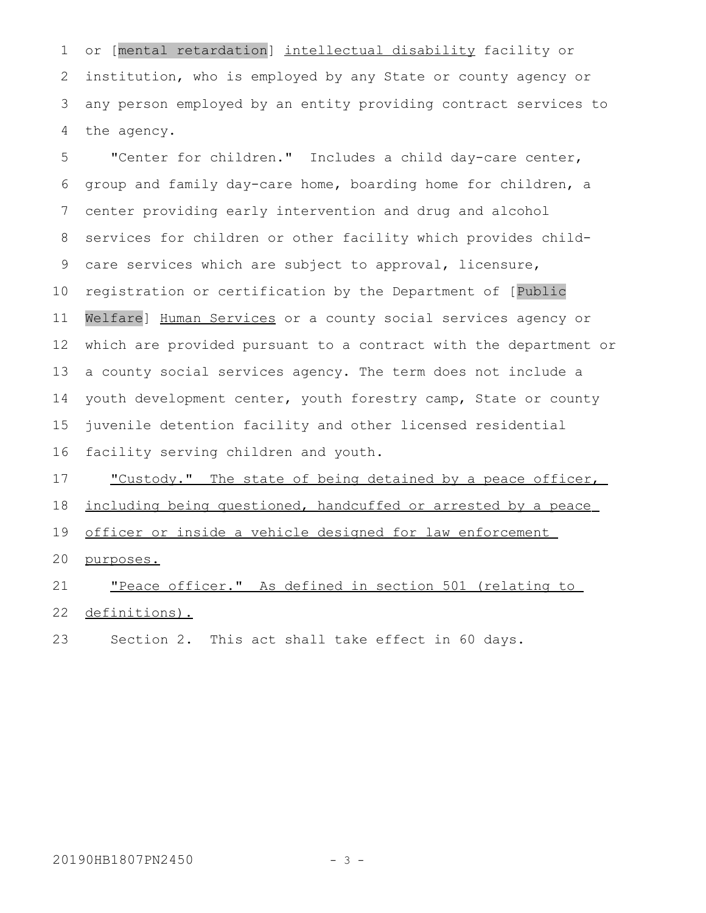or [mental retardation] intellectual disability facility or institution, who is employed by any State or county agency or any person employed by an entity providing contract services to the agency.

"Center for children." Includes a child day-care center, group and family day-care home, boarding home for children, a center providing early intervention and drug and alcohol services for children or other facility which provides child-care services which are subject to approval, licensure, registration or certification by the Department of [Public Welfare] Human Services or a county social services agency or which are provided pursuant to a contract with the department or a county social services agency. The term does not include a youth development center, youth forestry camp, State or county juvenile detention facility and other licensed residential facility serving children and youth.

"Custody." The state of being detained by a peace officer, including being questioned, handcuffed or arrested by a peace officer or inside a vehicle designed for law enforcement purposes.

"Peace officer." As defined in section 501 (relating to definitions).

Section 2. This act shall take effect in 60 days.